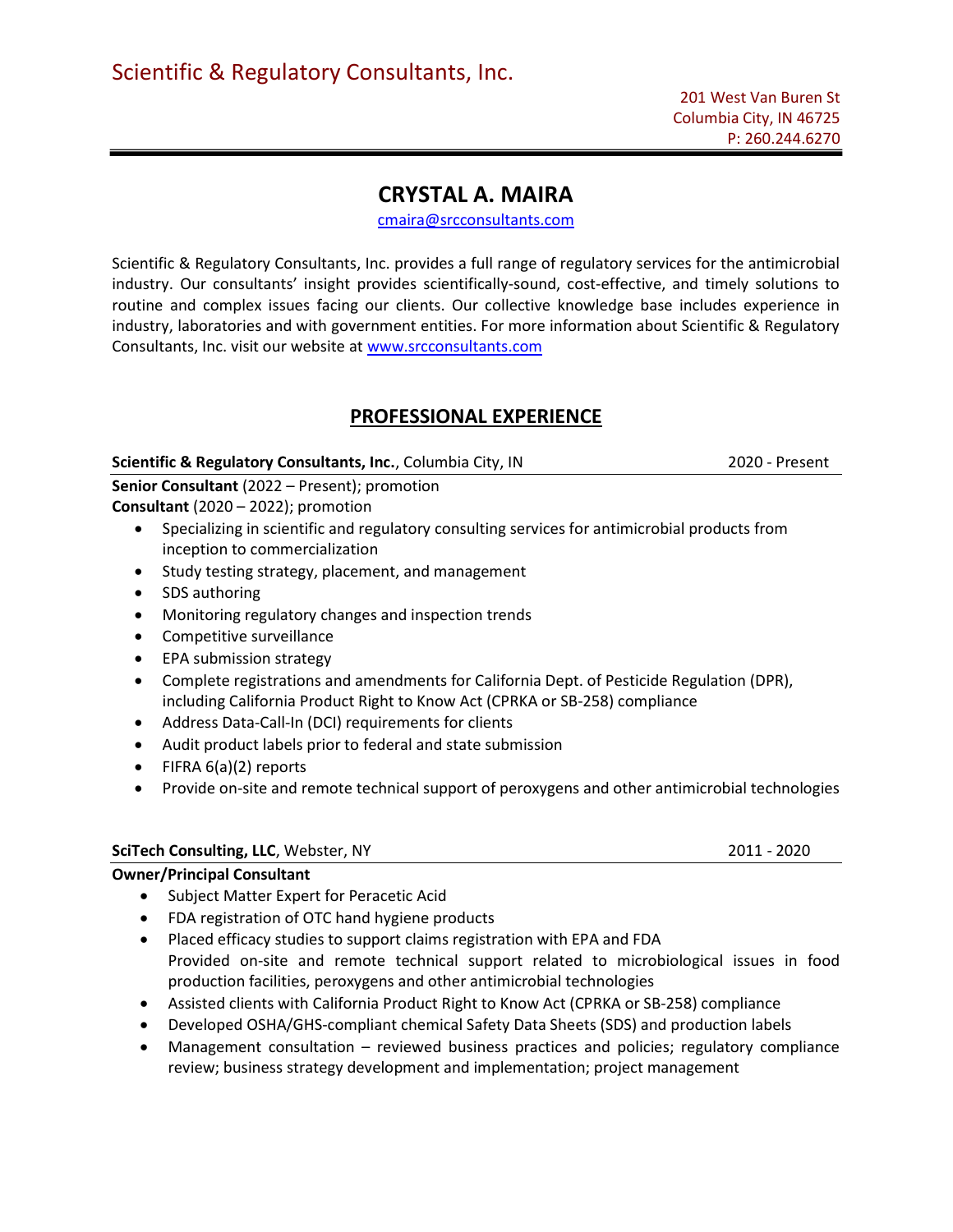Scientific & Regulatory Consultants, Inc.

201 West Van Buren St
Columbia City, IN 46725
P: 260.244.6270

# CRYSTAL A. MAIRA

cmaira@srcconsultants.com

Scientific & Regulatory Consultants, Inc. provides a full range of regulatory services for the antimicrobial industry. Our consultants' insight provides scientifically-sound, cost-effective, and timely solutions to routine and complex issues facing our clients. Our collective knowledge base includes experience in industry, laboratories and with government entities. For more information about Scientific & Regulatory Consultants, Inc. visit our website at www.srcconsultants.com

## PROFESSIONAL EXPERIENCE

**Scientific & Regulatory Consultants, Inc.**, Columbia City, IN — 2020 - Present

**Senior Consultant** (2022 – Present); promotion
**Consultant** (2020 – 2022); promotion

- Specializing in scientific and regulatory consulting services for antimicrobial products from inception to commercialization
- Study testing strategy, placement, and management
- SDS authoring
- Monitoring regulatory changes and inspection trends
- Competitive surveillance
- EPA submission strategy
- Complete registrations and amendments for California Dept. of Pesticide Regulation (DPR), including California Product Right to Know Act (CPRKA or SB-258) compliance
- Address Data-Call-In (DCI) requirements for clients
- Audit product labels prior to federal and state submission
- FIFRA 6(a)(2) reports
- Provide on-site and remote technical support of peroxygens and other antimicrobial technologies

**SciTech Consulting, LLC**, Webster, NY — 2011 - 2020

**Owner/Principal Consultant**

- Subject Matter Expert for Peracetic Acid
- FDA registration of OTC hand hygiene products
- Placed efficacy studies to support claims registration with EPA and FDA
  Provided on-site and remote technical support related to microbiological issues in food production facilities, peroxygens and other antimicrobial technologies
- Assisted clients with California Product Right to Know Act (CPRKA or SB-258) compliance
- Developed OSHA/GHS-compliant chemical Safety Data Sheets (SDS) and production labels
- Management consultation – reviewed business practices and policies; regulatory compliance review; business strategy development and implementation; project management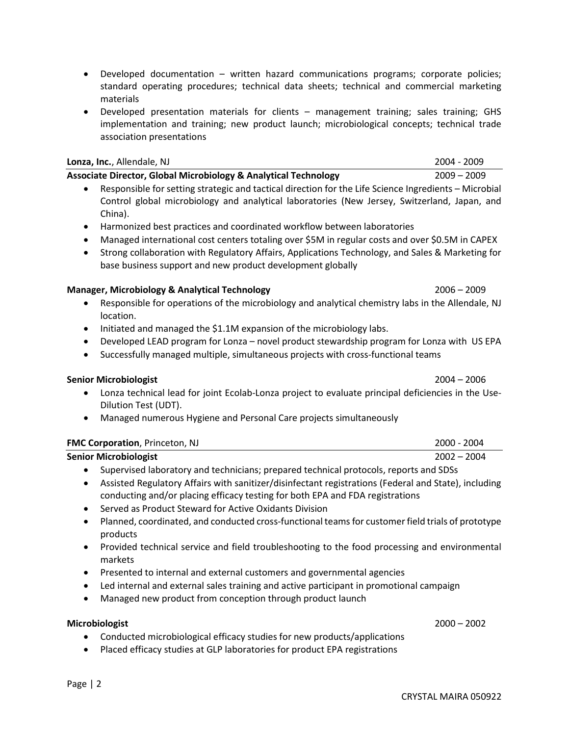- Developed documentation – written hazard communications programs; corporate policies; standard operating procedures; technical data sheets; technical and commercial marketing materials
- Developed presentation materials for clients – management training; sales training; GHS implementation and training; new product launch; microbiological concepts; technical trade association presentations

**Lonza, Inc.**, Allendale, NJ 2004 - 2009

**Associate Director, Global Microbiology & Analytical Technology** 2009 – 2009

- Responsible for setting strategic and tactical direction for the Life Science Ingredients – Microbial Control global microbiology and analytical laboratories (New Jersey, Switzerland, Japan, and China).
- Harmonized best practices and coordinated workflow between laboratories
- Managed international cost centers totaling over $5M in regular costs and over $0.5M in CAPEX
- Strong collaboration with Regulatory Affairs, Applications Technology, and Sales & Marketing for base business support and new product development globally

**Manager, Microbiology & Analytical Technology** 2006 – 2009

- Responsible for operations of the microbiology and analytical chemistry labs in the Allendale, NJ location.
- Initiated and managed the $1.1M expansion of the microbiology labs.
- Developed LEAD program for Lonza – novel product stewardship program for Lonza with US EPA
- Successfully managed multiple, simultaneous projects with cross-functional teams

**Senior Microbiologist** 2004 – 2006

- Lonza technical lead for joint Ecolab-Lonza project to evaluate principal deficiencies in the Use-Dilution Test (UDT).
- Managed numerous Hygiene and Personal Care projects simultaneously

**FMC Corporation**, Princeton, NJ 2000 - 2004

**Senior Microbiologist** 2002 – 2004

- Supervised laboratory and technicians; prepared technical protocols, reports and SDSs
- Assisted Regulatory Affairs with sanitizer/disinfectant registrations (Federal and State), including conducting and/or placing efficacy testing for both EPA and FDA registrations
- Served as Product Steward for Active Oxidants Division
- Planned, coordinated, and conducted cross-functional teams for customer field trials of prototype products
- Provided technical service and field troubleshooting to the food processing and environmental markets
- Presented to internal and external customers and governmental agencies
- Led internal and external sales training and active participant in promotional campaign
- Managed new product from conception through product launch

**Microbiologist** 2000 – 2002

- Conducted microbiological efficacy studies for new products/applications
- Placed efficacy studies at GLP laboratories for product EPA registrations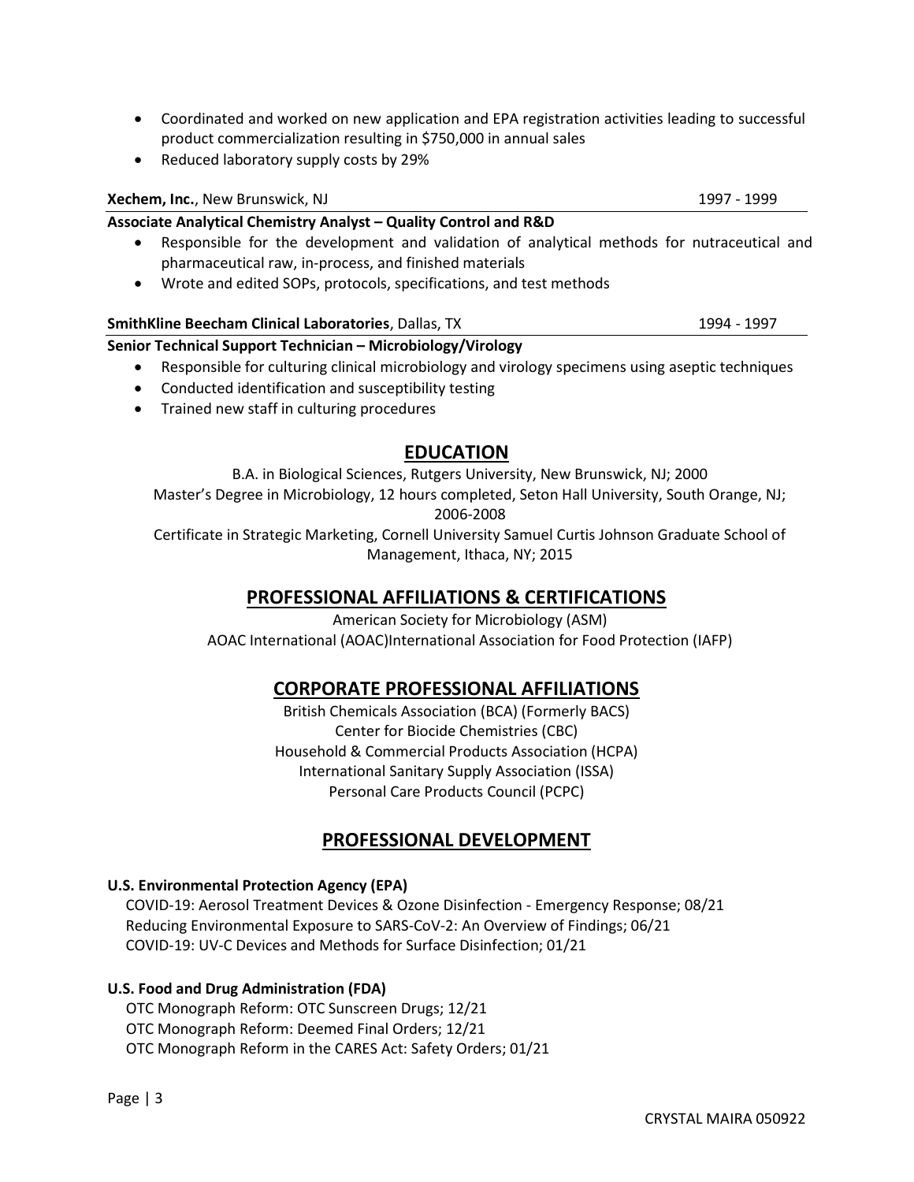- Coordinated and worked on new application and EPA registration activities leading to successful product commercialization resulting in $750,000 in annual sales
- Reduced laboratory supply costs by 29%

**Xechem, Inc.**, New Brunswick, NJ 1997 - 1999

**Associate Analytical Chemistry Analyst – Quality Control and R&D**

- Responsible for the development and validation of analytical methods for nutraceutical and pharmaceutical raw, in-process, and finished materials
- Wrote and edited SOPs, protocols, specifications, and test methods

**SmithKline Beecham Clinical Laboratories**, Dallas, TX 1994 - 1997

**Senior Technical Support Technician – Microbiology/Virology**

- Responsible for culturing clinical microbiology and virology specimens using aseptic techniques
- Conducted identification and susceptibility testing
- Trained new staff in culturing procedures

## EDUCATION

B.A. in Biological Sciences, Rutgers University, New Brunswick, NJ; 2000

Master's Degree in Microbiology, 12 hours completed, Seton Hall University, South Orange, NJ; 2006-2008

Certificate in Strategic Marketing, Cornell University Samuel Curtis Johnson Graduate School of Management, Ithaca, NY; 2015

## PROFESSIONAL AFFILIATIONS & CERTIFICATIONS

American Society for Microbiology (ASM)

AOAC International (AOAC)International Association for Food Protection (IAFP)

## CORPORATE PROFESSIONAL AFFILIATIONS

British Chemicals Association (BCA) (Formerly BACS)

Center for Biocide Chemistries (CBC)

Household & Commercial Products Association (HCPA)

International Sanitary Supply Association (ISSA)

Personal Care Products Council (PCPC)

## PROFESSIONAL DEVELOPMENT

**U.S. Environmental Protection Agency (EPA)**

COVID-19: Aerosol Treatment Devices & Ozone Disinfection - Emergency Response; 08/21

Reducing Environmental Exposure to SARS-CoV-2: An Overview of Findings; 06/21

COVID-19: UV-C Devices and Methods for Surface Disinfection; 01/21

**U.S. Food and Drug Administration (FDA)**

OTC Monograph Reform: OTC Sunscreen Drugs; 12/21

OTC Monograph Reform: Deemed Final Orders; 12/21

OTC Monograph Reform in the CARES Act: Safety Orders; 01/21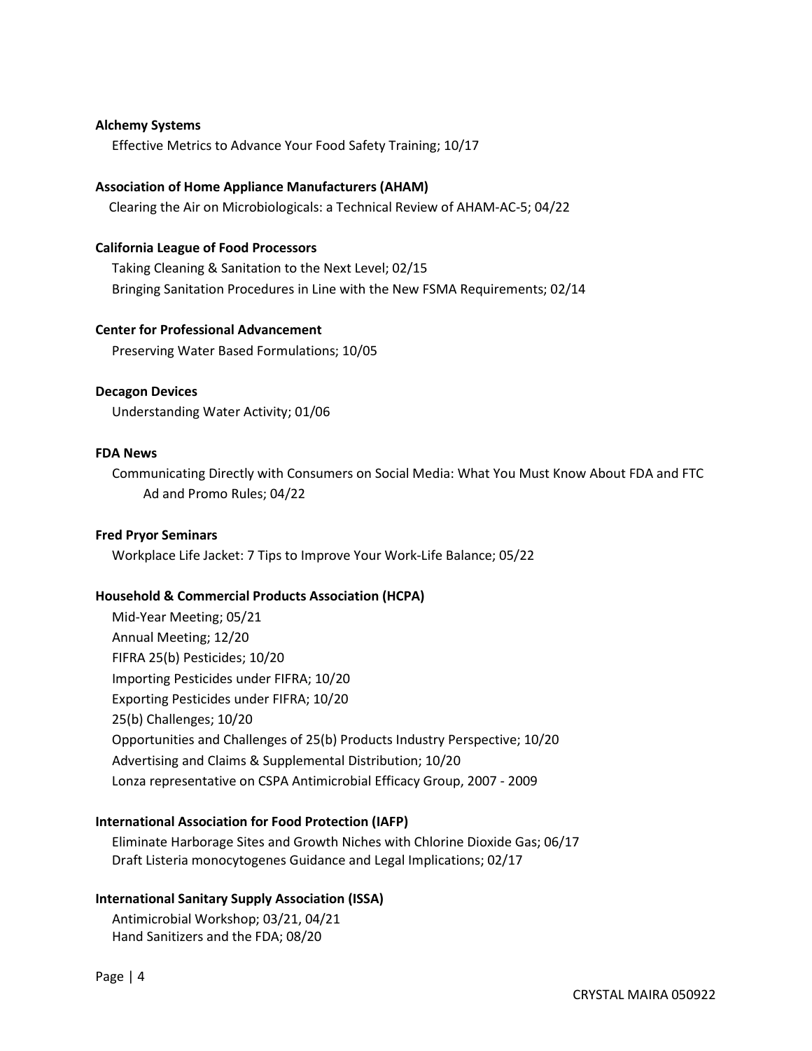**Alchemy Systems**

Effective Metrics to Advance Your Food Safety Training; 10/17

**Association of Home Appliance Manufacturers (AHAM)**

Clearing the Air on Microbiologicals: a Technical Review of AHAM-AC-5; 04/22

**California League of Food Processors**

Taking Cleaning & Sanitation to the Next Level; 02/15
Bringing Sanitation Procedures in Line with the New FSMA Requirements; 02/14

**Center for Professional Advancement**

Preserving Water Based Formulations; 10/05

**Decagon Devices**

Understanding Water Activity; 01/06

**FDA News**

Communicating Directly with Consumers on Social Media: What You Must Know About FDA and FTC Ad and Promo Rules; 04/22

**Fred Pryor Seminars**

Workplace Life Jacket: 7 Tips to Improve Your Work-Life Balance; 05/22

**Household & Commercial Products Association (HCPA)**

Mid-Year Meeting; 05/21
Annual Meeting; 12/20
FIFRA 25(b) Pesticides; 10/20
Importing Pesticides under FIFRA; 10/20
Exporting Pesticides under FIFRA; 10/20
25(b) Challenges; 10/20
Opportunities and Challenges of 25(b) Products Industry Perspective; 10/20
Advertising and Claims & Supplemental Distribution; 10/20
Lonza representative on CSPA Antimicrobial Efficacy Group, 2007 - 2009

**International Association for Food Protection (IAFP)**

Eliminate Harborage Sites and Growth Niches with Chlorine Dioxide Gas; 06/17
Draft Listeria monocytogenes Guidance and Legal Implications; 02/17

**International Sanitary Supply Association (ISSA)**

Antimicrobial Workshop; 03/21, 04/21
Hand Sanitizers and the FDA; 08/20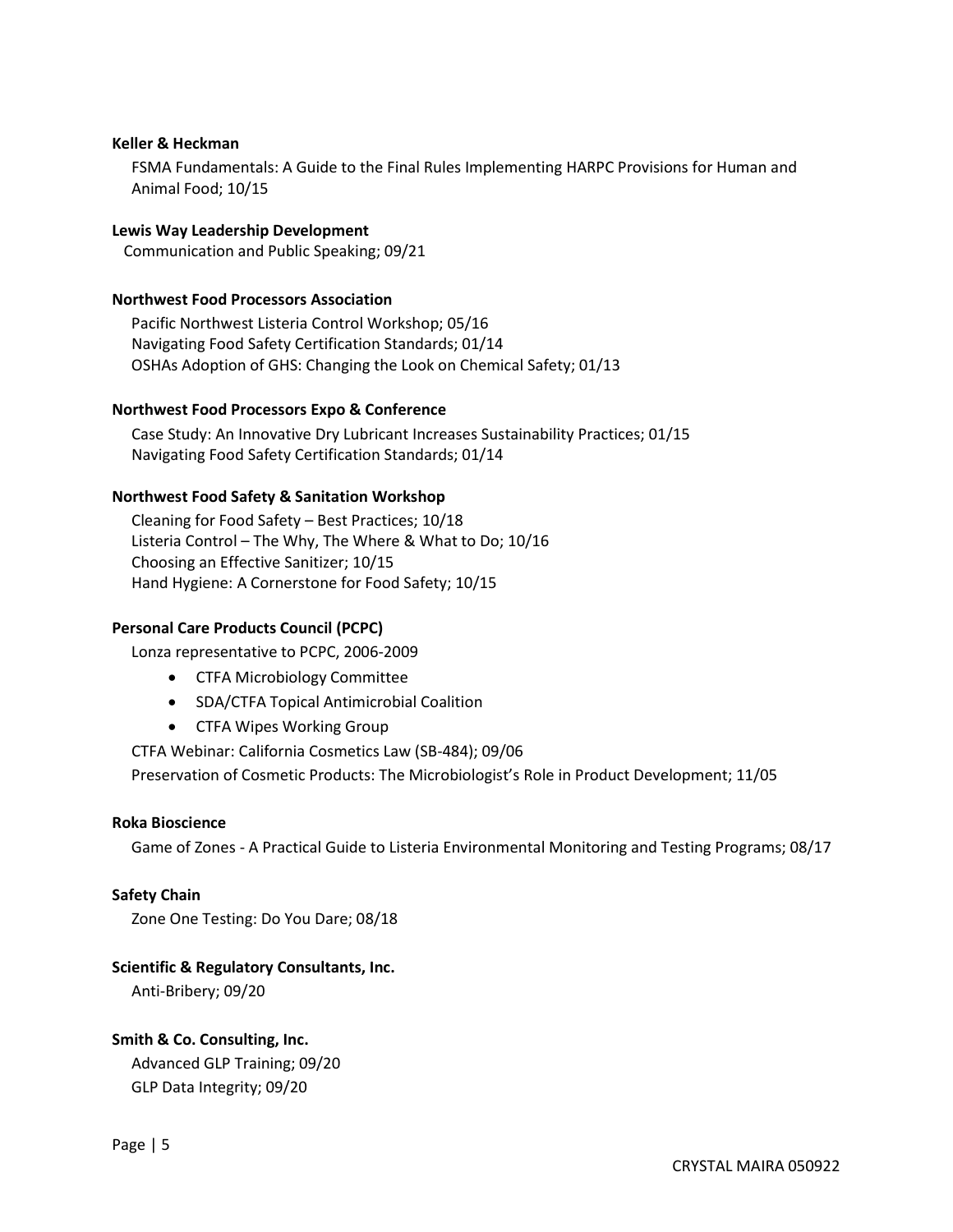**Keller & Heckman**

FSMA Fundamentals: A Guide to the Final Rules Implementing HARPC Provisions for Human and Animal Food; 10/15

**Lewis Way Leadership Development**

Communication and Public Speaking; 09/21

**Northwest Food Processors Association**

Pacific Northwest Listeria Control Workshop; 05/16
Navigating Food Safety Certification Standards; 01/14
OSHAs Adoption of GHS: Changing the Look on Chemical Safety; 01/13

**Northwest Food Processors Expo & Conference**

Case Study: An Innovative Dry Lubricant Increases Sustainability Practices; 01/15
Navigating Food Safety Certification Standards; 01/14

**Northwest Food Safety & Sanitation Workshop**

Cleaning for Food Safety – Best Practices; 10/18
Listeria Control – The Why, The Where & What to Do; 10/16
Choosing an Effective Sanitizer; 10/15
Hand Hygiene: A Cornerstone for Food Safety; 10/15

**Personal Care Products Council (PCPC)**

Lonza representative to PCPC, 2006-2009

- CTFA Microbiology Committee
- SDA/CTFA Topical Antimicrobial Coalition
- CTFA Wipes Working Group

CTFA Webinar: California Cosmetics Law (SB-484); 09/06

Preservation of Cosmetic Products: The Microbiologist's Role in Product Development; 11/05

**Roka Bioscience**

Game of Zones - A Practical Guide to Listeria Environmental Monitoring and Testing Programs; 08/17

**Safety Chain**

Zone One Testing: Do You Dare; 08/18

**Scientific & Regulatory Consultants, Inc.**

Anti-Bribery; 09/20

**Smith & Co. Consulting, Inc.**

Advanced GLP Training; 09/20
GLP Data Integrity; 09/20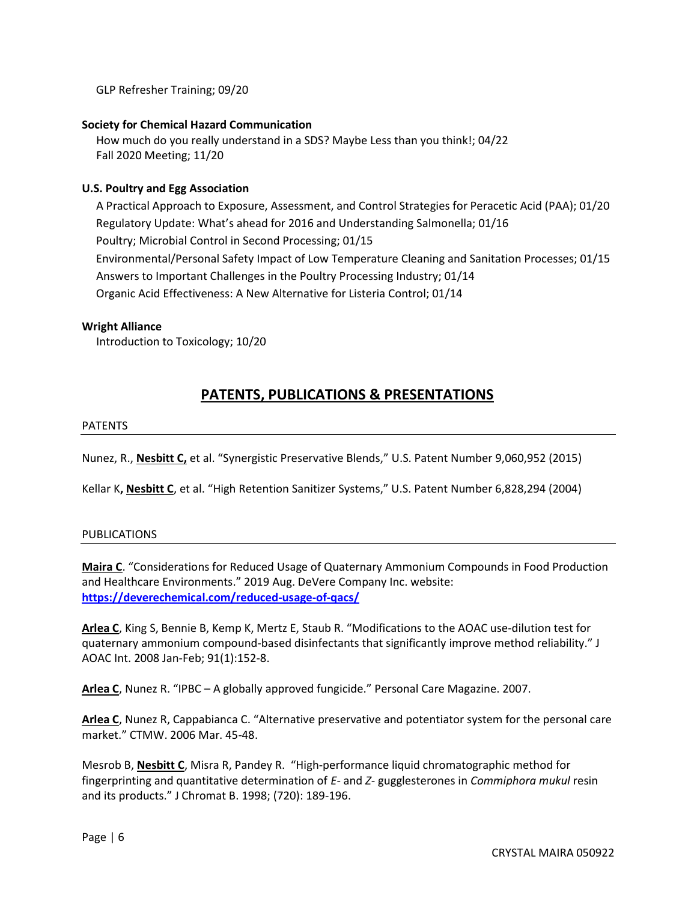GLP Refresher Training; 09/20

**Society for Chemical Hazard Communication**

How much do you really understand in a SDS? Maybe Less than you think!; 04/22
Fall 2020 Meeting; 11/20

**U.S. Poultry and Egg Association**

A Practical Approach to Exposure, Assessment, and Control Strategies for Peracetic Acid (PAA); 01/20
Regulatory Update: What's ahead for 2016 and Understanding Salmonella; 01/16
Poultry; Microbial Control in Second Processing; 01/15
Environmental/Personal Safety Impact of Low Temperature Cleaning and Sanitation Processes; 01/15
Answers to Important Challenges in the Poultry Processing Industry; 01/14
Organic Acid Effectiveness: A New Alternative for Listeria Control; 01/14

**Wright Alliance**

Introduction to Toxicology; 10/20

## PATENTS, PUBLICATIONS & PRESENTATIONS

### PATENTS

Nunez, R., **Nesbitt C,** et al. "Synergistic Preservative Blends," U.S. Patent Number 9,060,952 (2015)

Kellar K**, Nesbitt C**, et al. "High Retention Sanitizer Systems," U.S. Patent Number 6,828,294 (2004)

### PUBLICATIONS

**Maira C**. "Considerations for Reduced Usage of Quaternary Ammonium Compounds in Food Production and Healthcare Environments." 2019 Aug. DeVere Company Inc. website: **https://deverechemical.com/reduced-usage-of-qacs/**

**Arlea C**, King S, Bennie B, Kemp K, Mertz E, Staub R. "Modifications to the AOAC use-dilution test for quaternary ammonium compound-based disinfectants that significantly improve method reliability." J AOAC Int. 2008 Jan-Feb; 91(1):152-8.

**Arlea C**, Nunez R. "IPBC – A globally approved fungicide." Personal Care Magazine. 2007.

**Arlea C**, Nunez R, Cappabianca C. "Alternative preservative and potentiator system for the personal care market." CTMW. 2006 Mar. 45-48.

Mesrob B, **Nesbitt C**, Misra R, Pandey R. "High-performance liquid chromatographic method for fingerprinting and quantitative determination of *E*- and *Z*- gugglesterones in *Commiphora mukul* resin and its products." J Chromat B. 1998; (720): 189-196.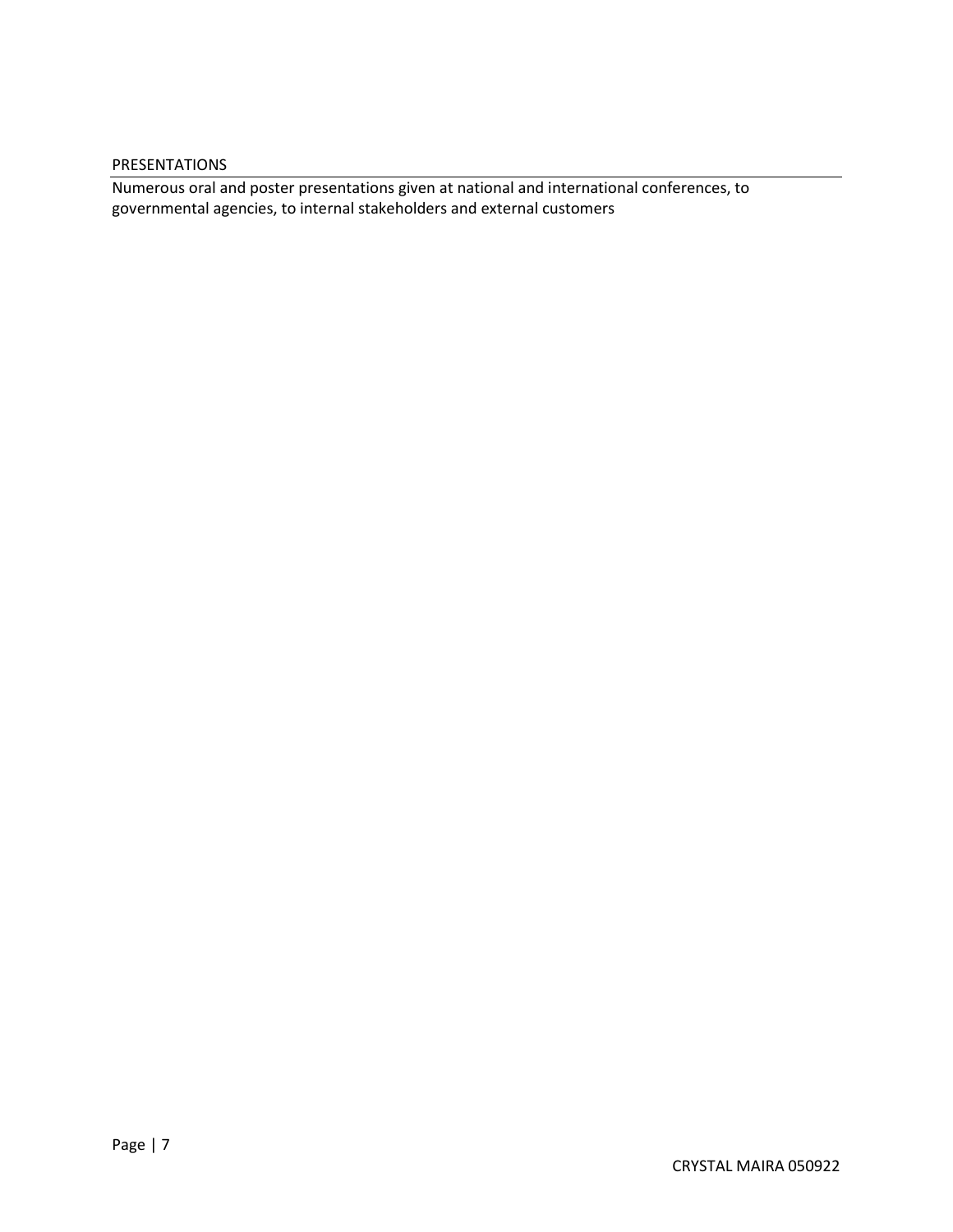## PRESENTATIONS

Numerous oral and poster presentations given at national and international conferences, to governmental agencies, to internal stakeholders and external customers